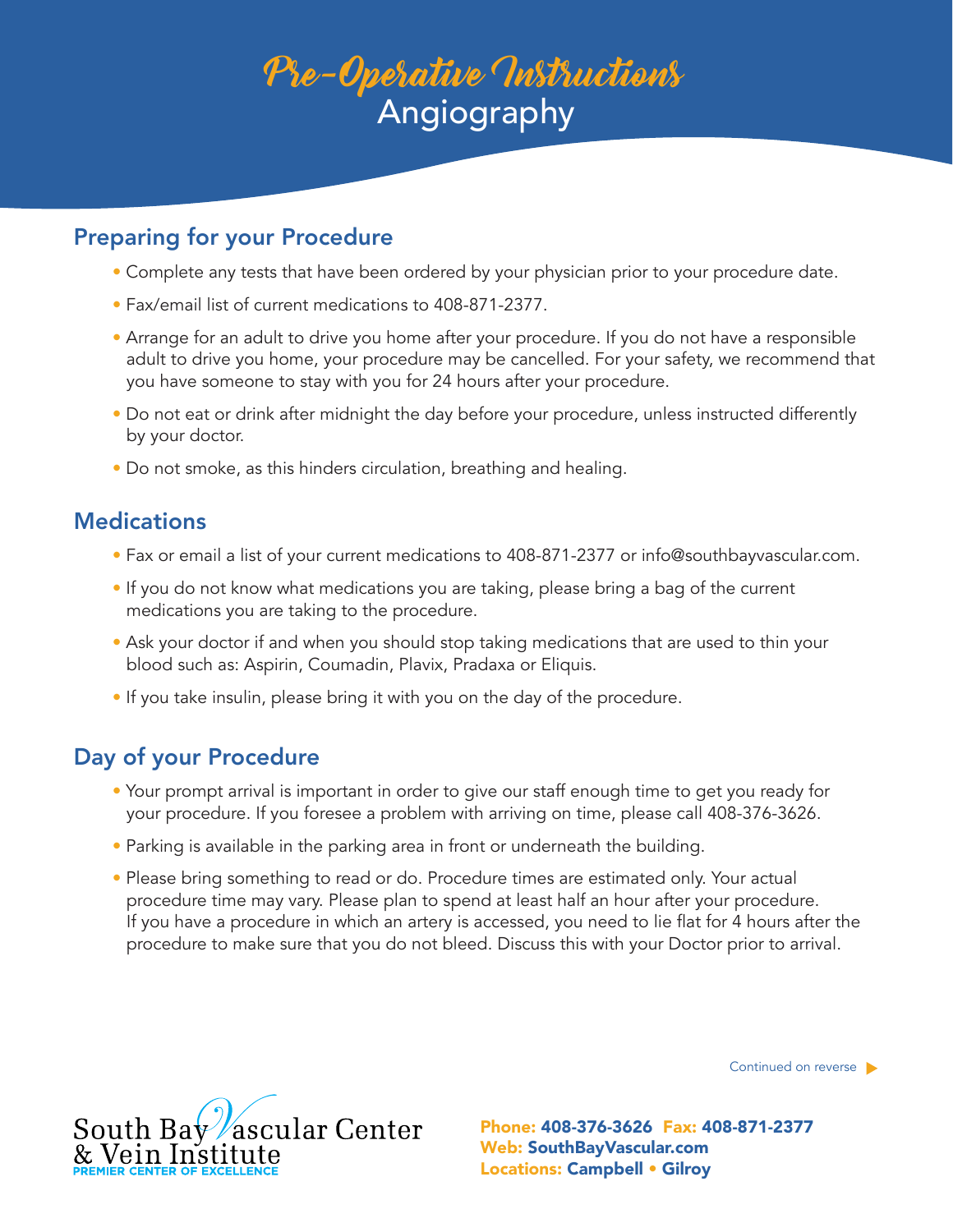# Pre-Operative Instructions
## Angiography

## Preparing for your Procedure

- Complete any tests that have been ordered by your physician prior to your procedure date.
- Fax/email list of current medications to 408-871-2377.
- Arrange for an adult to drive you home after your procedure. If you do not have a responsible adult to drive you home, your procedure may be cancelled. For your safety, we recommend that you have someone to stay with you for 24 hours after your procedure.
- Do not eat or drink after midnight the day before your procedure, unless instructed differently by your doctor.
- Do not smoke, as this hinders circulation, breathing and healing.

## Medications

- Fax or email a list of your current medications to 408-871-2377 or info@southbayvascular.com.
- If you do not know what medications you are taking, please bring a bag of the current medications you are taking to the procedure.
- Ask your doctor if and when you should stop taking medications that are used to thin your blood such as: Aspirin, Coumadin, Plavix, Pradaxa or Eliquis.
- If you take insulin, please bring it with you on the day of the procedure.

## Day of your Procedure

- Your prompt arrival is important in order to give our staff enough time to get you ready for your procedure. If you foresee a problem with arriving on time, please call 408-376-3626.
- Parking is available in the parking area in front or underneath the building.
- Please bring something to read or do. Procedure times are estimated only. Your actual procedure time may vary. Please plan to spend at least half an hour after your procedure. If you have a procedure in which an artery is accessed, you need to lie flat for 4 hours after the procedure to make sure that you do not bleed. Discuss this with your Doctor prior to arrival.

Continued on reverse ▶

South Bay Vascular Center & Vein Institute
PREMIER CENTER OF EXCELLENCE

**Phone:** 408-376-3626 **Fax:** 408-871-2377
**Web:** SouthBayVascular.com
**Locations:** Campbell • Gilroy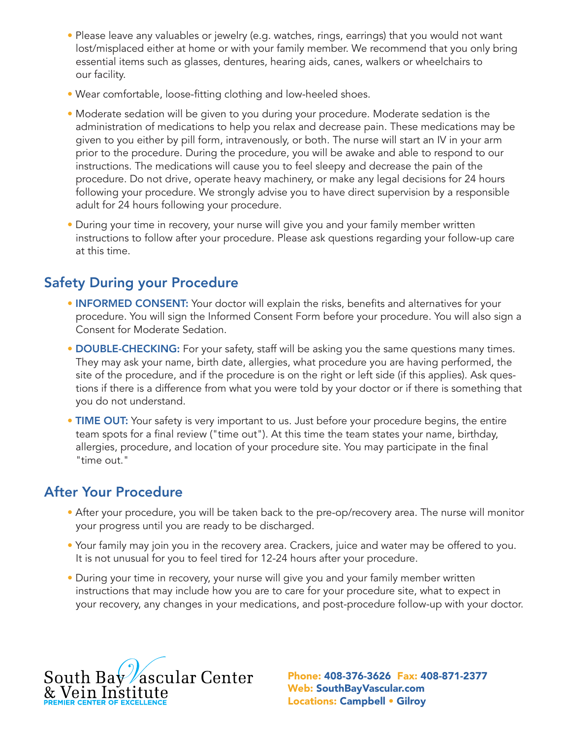- Please leave any valuables or jewelry (e.g. watches, rings, earrings) that you would not want lost/misplaced either at home or with your family member. We recommend that you only bring essential items such as glasses, dentures, hearing aids, canes, walkers or wheelchairs to our facility.
- Wear comfortable, loose-fitting clothing and low-heeled shoes.
- Moderate sedation will be given to you during your procedure. Moderate sedation is the administration of medications to help you relax and decrease pain. These medications may be given to you either by pill form, intravenously, or both. The nurse will start an IV in your arm prior to the procedure. During the procedure, you will be awake and able to respond to our instructions. The medications will cause you to feel sleepy and decrease the pain of the procedure. Do not drive, operate heavy machinery, or make any legal decisions for 24 hours following your procedure. We strongly advise you to have direct supervision by a responsible adult for 24 hours following your procedure.
- During your time in recovery, your nurse will give you and your family member written instructions to follow after your procedure. Please ask questions regarding your follow-up care at this time.

## Safety During your Procedure

- **INFORMED CONSENT:** Your doctor will explain the risks, benefits and alternatives for your procedure. You will sign the Informed Consent Form before your procedure. You will also sign a Consent for Moderate Sedation.
- **DOUBLE-CHECKING:** For your safety, staff will be asking you the same questions many times. They may ask your name, birth date, allergies, what procedure you are having performed, the site of the procedure, and if the procedure is on the right or left side (if this applies). Ask questions if there is a difference from what you were told by your doctor or if there is something that you do not understand.
- **TIME OUT:** Your safety is very important to us. Just before your procedure begins, the entire team spots for a final review ("time out"). At this time the team states your name, birthday, allergies, procedure, and location of your procedure site. You may participate in the final "time out."

## After Your Procedure

- After your procedure, you will be taken back to the pre-op/recovery area. The nurse will monitor your progress until you are ready to be discharged.
- Your family may join you in the recovery area. Crackers, juice and water may be offered to you. It is not unusual for you to feel tired for 12-24 hours after your procedure.
- During your time in recovery, your nurse will give you and your family member written instructions that may include how you are to care for your procedure site, what to expect in your recovery, any changes in your medications, and post-procedure follow-up with your doctor.

South Bay Vascular Center & Vein Institute
PREMIER CENTER OF EXCELLENCE

**Phone:** 408-376-3626 **Fax:** 408-871-2377
**Web:** SouthBayVascular.com
**Locations:** Campbell • Gilroy